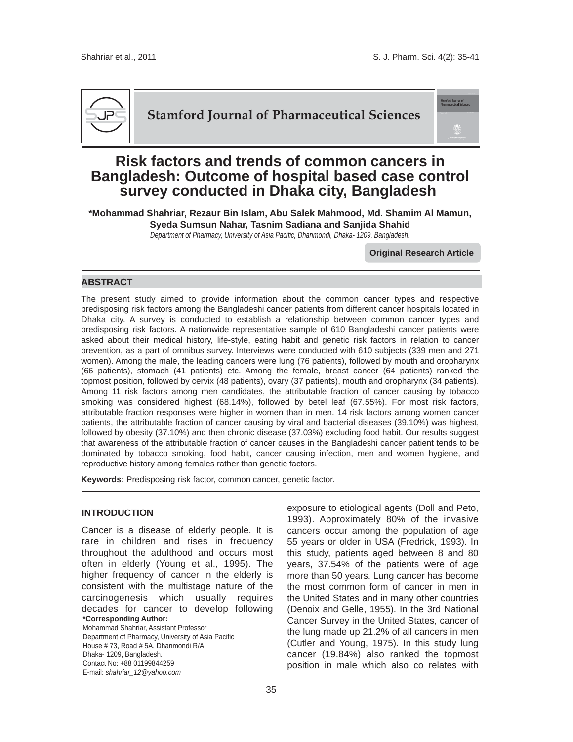# Risk factors and trends of common cancers in Bangladesh: Outcome of hospital based case control survey conducted in Dhaka city, Bangladesh

**\*Mohammad Shahriar, Rezaur Bin Islam, Abu Salek Mahmood, Md. Shamim Al Mamun, Syeda Sumsun Nahar, Tasnim Sadiana and Sanjida Shahid**

*Department of Pharmacy, University of Asia Pacific, Dhanmondi, Dhaka- 1209, Bangladesh.*

**Original Research Article**

## ABSTRACT

The present study aimed to provide information about the common cancer types and respective predisposing risk factors among the Bangladeshi cancer patients from different cancer hospitals located in Dhaka city. A survey is conducted to establish a relationship between common cancer types and predisposing risk factors. A nationwide representative sample of 610 Bangladeshi cancer patients were asked about their medical history, life-style, eating habit and genetic risk factors in relation to cancer prevention, as a part of omnibus survey. Interviews were conducted with 610 subjects (339 men and 271 women). Among the male, the leading cancers were lung (76 patients), followed by mouth and oropharynx (66 patients), stomach (41 patients) etc. Among the female, breast cancer (64 patients) ranked the topmost position, followed by cervix (48 patients), ovary (37 patients), mouth and oropharynx (34 patients). Among 11 risk factors among men candidates, the attributable fraction of cancer causing by tobacco smoking was considered highest (68.14%), followed by betel leaf (67.55%). For most risk factors, attributable fraction responses were higher in women than in men. 14 risk factors among women cancer patients, the attributable fraction of cancer causing by viral and bacterial diseases (39.10%) was highest, followed by obesity (37.10%) and then chronic disease (37.03%) excluding food habit. Our results suggest that awareness of the attributable fraction of cancer causes in the Bangladeshi cancer patient tends to be dominated by tobacco smoking, food habit, cancer causing infection, men and women hygiene, and reproductive history among females rather than genetic factors.

**Keywords:** Predisposing risk factor, common cancer, genetic factor.

## INTRODUCTION

Cancer is a disease of elderly people. It is rare in children and rises in frequency throughout the adulthood and occurs most often in elderly (Young et al., 1995). The higher frequency of cancer in the elderly is consistent with the multistage nature of the carcinogenesis which usually requires decades for cancer to develop following exposure to etiological agents (Doll and Peto, 1993). Approximately 80% of the invasive cancers occur among the population of age 55 years or older in USA (Fredrick, 1993). In this study, patients aged between 8 and 80 years, 37.54% of the patients were of age more than 50 years. Lung cancer has become the most common form of cancer in men in the United States and in many other countries (Denoix and Gelle, 1955). In the 3rd National Cancer Survey in the United States, cancer of the lung made up 21.2% of all cancers in men (Cutler and Young, 1975). In this study lung cancer (19.84%) also ranked the topmost position in male which also co relates with

**\*Corresponding Author:**
Mohammad Shahriar, Assistant Professor
Department of Pharmacy, University of Asia Pacific
House # 73, Road # 5A, Dhanmondi R/A
Dhaka- 1209, Bangladesh.
Contact No: +88 01199844259
E-mail: *shahriar_12@yahoo.com*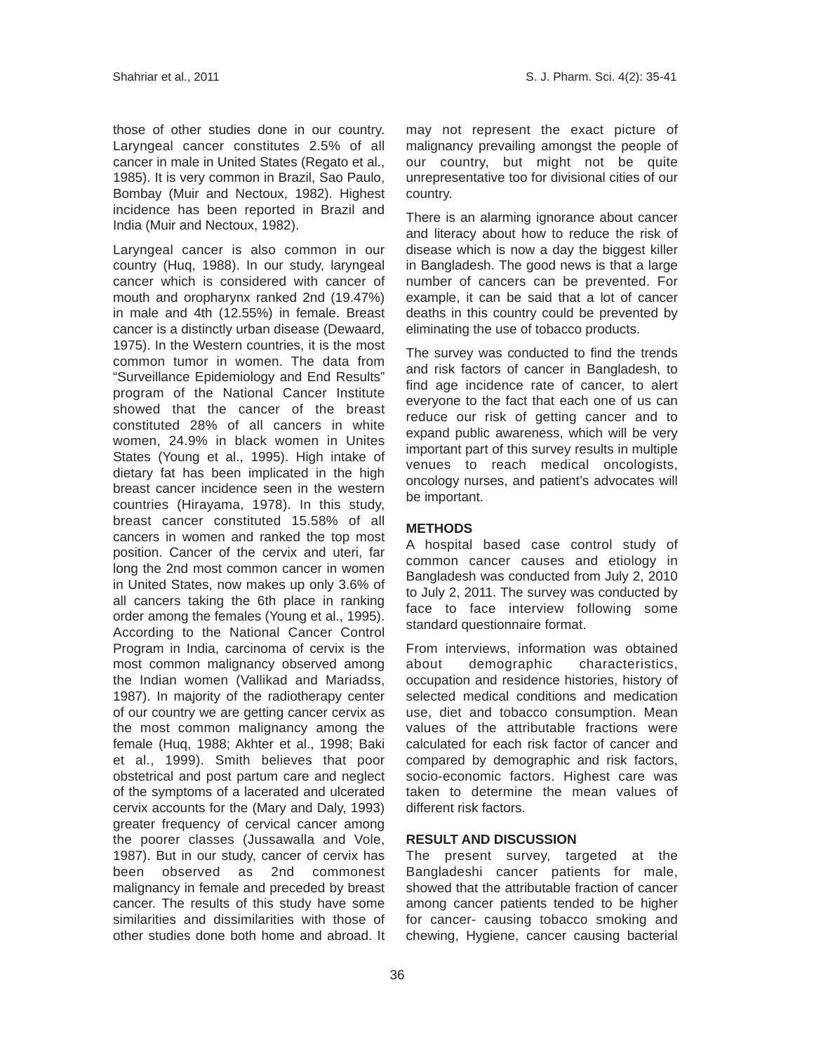those of other studies done in our country. Laryngeal cancer constitutes 2.5% of all cancer in male in United States (Regato et al., 1985). It is very common in Brazil, Sao Paulo, Bombay (Muir and Nectoux, 1982). Highest incidence has been reported in Brazil and India (Muir and Nectoux, 1982).

Laryngeal cancer is also common in our country (Huq, 1988). In our study, laryngeal cancer which is considered with cancer of mouth and oropharynx ranked 2nd (19.47%) in male and 4th (12.55%) in female. Breast cancer is a distinctly urban disease (Dewaard, 1975). In the Western countries, it is the most common tumor in women. The data from "Surveillance Epidemiology and End Results" program of the National Cancer Institute showed that the cancer of the breast constituted 28% of all cancers in white women, 24.9% in black women in Unites States (Young et al., 1995). High intake of dietary fat has been implicated in the high breast cancer incidence seen in the western countries (Hirayama, 1978). In this study, breast cancer constituted 15.58% of all cancers in women and ranked the top most position. Cancer of the cervix and uteri, far long the 2nd most common cancer in women in United States, now makes up only 3.6% of all cancers taking the 6th place in ranking order among the females (Young et al., 1995). According to the National Cancer Control Program in India, carcinoma of cervix is the most common malignancy observed among the Indian women (Vallikad and Mariadss, 1987). In majority of the radiotherapy center of our country we are getting cancer cervix as the most common malignancy among the female (Huq, 1988; Akhter et al., 1998; Baki et al., 1999). Smith believes that poor obstetrical and post partum care and neglect of the symptoms of a lacerated and ulcerated cervix accounts for the (Mary and Daly, 1993) greater frequency of cervical cancer among the poorer classes (Jussawalla and Vole, 1987). But in our study, cancer of cervix has been observed as 2nd commonest malignancy in female and preceded by breast cancer. The results of this study have some similarities and dissimilarities with those of other studies done both home and abroad. It may not represent the exact picture of malignancy prevailing amongst the people of our country, but might not be quite unrepresentative too for divisional cities of our country.

There is an alarming ignorance about cancer and literacy about how to reduce the risk of disease which is now a day the biggest killer in Bangladesh. The good news is that a large number of cancers can be prevented. For example, it can be said that a lot of cancer deaths in this country could be prevented by eliminating the use of tobacco products.

The survey was conducted to find the trends and risk factors of cancer in Bangladesh, to find age incidence rate of cancer, to alert everyone to the fact that each one of us can reduce our risk of getting cancer and to expand public awareness, which will be very important part of this survey results in multiple venues to reach medical oncologists, oncology nurses, and patient's advocates will be important.

## METHODS

A hospital based case control study of common cancer causes and etiology in Bangladesh was conducted from July 2, 2010 to July 2, 2011. The survey was conducted by face to face interview following some standard questionnaire format.

From interviews, information was obtained about demographic characteristics, occupation and residence histories, history of selected medical conditions and medication use, diet and tobacco consumption. Mean values of the attributable fractions were calculated for each risk factor of cancer and compared by demographic and risk factors, socio-economic factors. Highest care was taken to determine the mean values of different risk factors.

## RESULT AND DISCUSSION

The present survey, targeted at the Bangladeshi cancer patients for male, showed that the attributable fraction of cancer among cancer patients tended to be higher for cancer- causing tobacco smoking and chewing, Hygiene, cancer causing bacterial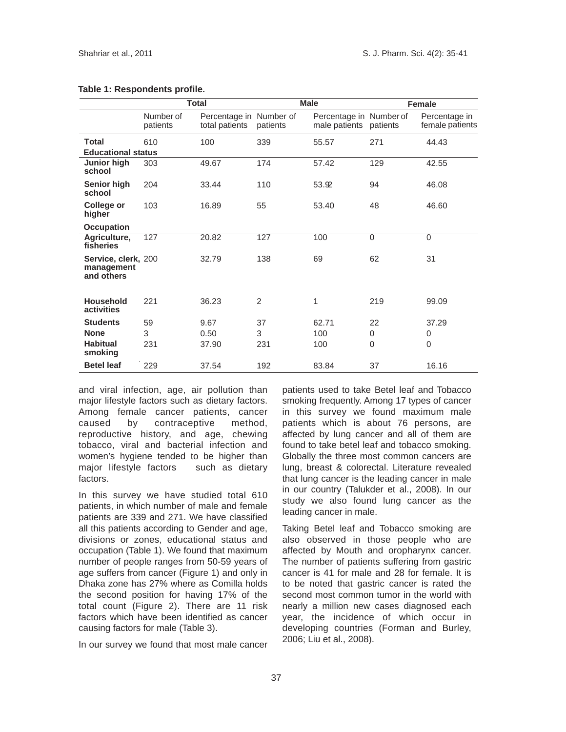**Table 1: Respondents profile.**

| | Total | | Male | | Female | |
|---|---|---|---|---|---|---|
| | Number of patients | Percentage in total patients | Number of patients | Percentage in male patients | Number of patients | Percentage in female patients |
| **Total** | 610 | 100 | 339 | 55.57 | 271 | 44.43 |
| **Educational status** | | | | | | |
| **Junior high school** | 303 | 49.67 | 174 | 57.42 | 129 | 42.55 |
| **Senior high school** | 204 | 33.44 | 110 | 53.92 | 94 | 46.08 |
| **College or higher** | 103 | 16.89 | 55 | 53.40 | 48 | 46.60 |
| **Occupation** | | | | | | |
| **Agriculture, fisheries** | 127 | 20.82 | 127 | 100 | 0 | 0 |
| **Service, clerk, management and others** | 200 | 32.79 | 138 | 69 | 62 | 31 |
| **Household activities** | 221 | 36.23 | 2 | 1 | 219 | 99.09 |
| **Students** | 59 | 9.67 | 37 | 62.71 | 22 | 37.29 |
| **None** | 3 | 0.50 | 3 | 100 | 0 | 0 |
| **Habitual smoking** | 231 | 37.90 | 231 | 100 | 0 | 0 |
| **Betel leaf** | 229 | 37.54 | 192 | 83.84 | 37 | 16.16 |

and viral infection, age, air pollution than major lifestyle factors such as dietary factors. Among female cancer patients, cancer caused by contraceptive method, reproductive history, and age, chewing tobacco, viral and bacterial infection and women's hygiene tended to be higher than major lifestyle factors such as dietary factors.

In this survey we have studied total 610 patients, in which number of male and female patients are 339 and 271. We have classified all this patients according to Gender and age, divisions or zones, educational status and occupation (Table 1). We found that maximum number of people ranges from 50-59 years of age suffers from cancer (Figure 1) and only in Dhaka zone has 27% where as Comilla holds the second position for having 17% of the total count (Figure 2). There are 11 risk factors which have been identified as cancer causing factors for male (Table 3).

In our survey we found that most male cancer patients used to take Betel leaf and Tobacco smoking frequently. Among 17 types of cancer in this survey we found maximum male patients which is about 76 persons, are affected by lung cancer and all of them are found to take betel leaf and tobacco smoking. Globally the three most common cancers are lung, breast & colorectal. Literature revealed that lung cancer is the leading cancer in male in our country (Talukder et al., 2008). In our study we also found lung cancer as the leading cancer in male.

Taking Betel leaf and Tobacco smoking are also observed in those people who are affected by Mouth and oropharynx cancer. The number of patients suffering from gastric cancer is 41 for male and 28 for female. It is to be noted that gastric cancer is rated the second most common tumor in the world with nearly a million new cases diagnosed each year, the incidence of which occur in developing countries (Forman and Burley, 2006; Liu et al., 2008).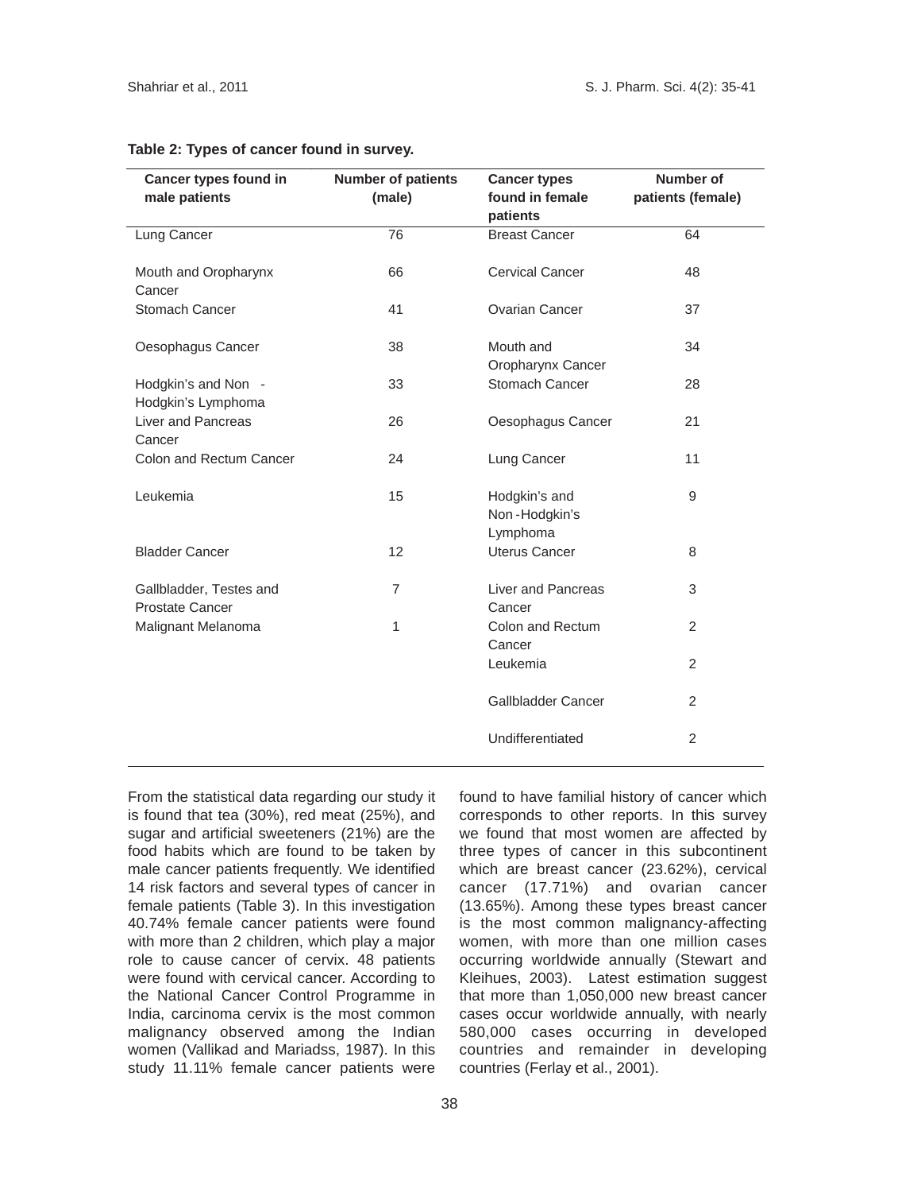**Table 2: Types of cancer found in survey.**

| Cancer types found in male patients | Number of patients (male) | Cancer types found in female patients | Number of patients (female) |
|---|---|---|---|
| Lung Cancer | 76 | Breast Cancer | 64 |
| Mouth and Oropharynx Cancer | 66 | Cervical Cancer | 48 |
| Stomach Cancer | 41 | Ovarian Cancer | 37 |
| Oesophagus Cancer | 38 | Mouth and Oropharynx Cancer | 34 |
| Hodgkin's and Non - Hodgkin's Lymphoma | 33 | Stomach Cancer | 28 |
| Liver and Pancreas Cancer | 26 | Oesophagus Cancer | 21 |
| Colon and Rectum Cancer | 24 | Lung Cancer | 11 |
| Leukemia | 15 | Hodgkin's and Non-Hodgkin's Lymphoma | 9 |
| Bladder Cancer | 12 | Uterus Cancer | 8 |
| Gallbladder, Testes and Prostate Cancer | 7 | Liver and Pancreas Cancer | 3 |
| Malignant Melanoma | 1 | Colon and Rectum Cancer | 2 |
| | | Leukemia | 2 |
| | | Gallbladder Cancer | 2 |
| | | Undifferentiated | 2 |

From the statistical data regarding our study it is found that tea (30%), red meat (25%), and sugar and artificial sweeteners (21%) are the food habits which are found to be taken by male cancer patients frequently. We identified 14 risk factors and several types of cancer in female patients (Table 3). In this investigation 40.74% female cancer patients were found with more than 2 children, which play a major role to cause cancer of cervix. 48 patients were found with cervical cancer. According to the National Cancer Control Programme in India, carcinoma cervix is the most common malignancy observed among the Indian women (Vallikad and Mariadss, 1987). In this study 11.11% female cancer patients were found to have familial history of cancer which corresponds to other reports. In this survey we found that most women are affected by three types of cancer in this subcontinent which are breast cancer (23.62%), cervical cancer (17.71%) and ovarian cancer (13.65%). Among these types breast cancer is the most common malignancy-affecting women, with more than one million cases occurring worldwide annually (Stewart and Kleihues, 2003). Latest estimation suggest that more than 1,050,000 new breast cancer cases occur worldwide annually, with nearly 580,000 cases occurring in developed countries and remainder in developing countries (Ferlay et al., 2001).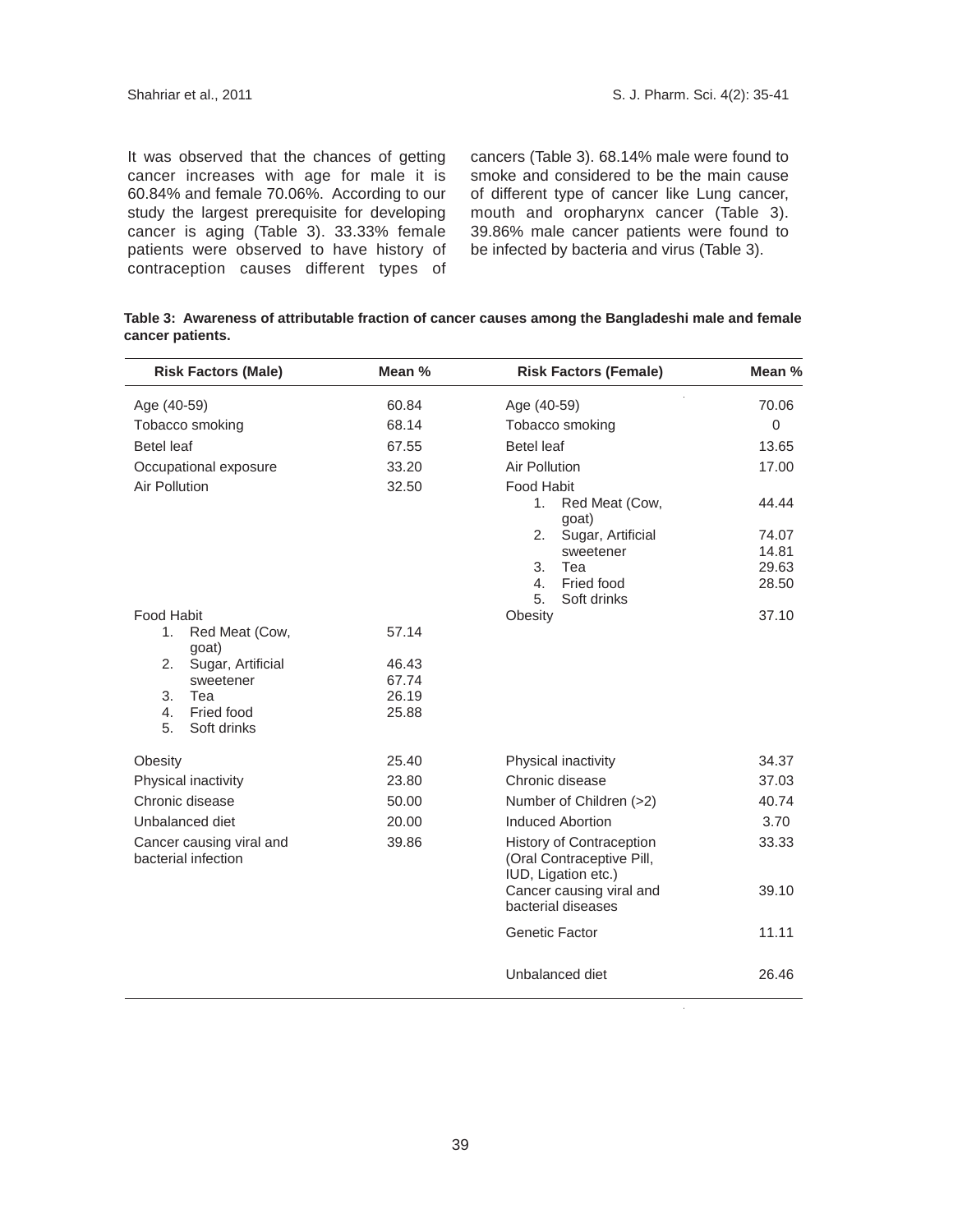It was observed that the chances of getting cancer increases with age for male it is 60.84% and female 70.06%. According to our study the largest prerequisite for developing cancer is aging (Table 3). 33.33% female patients were observed to have history of contraception causes different types of cancers (Table 3). 68.14% male were found to smoke and considered to be the main cause of different type of cancer like Lung cancer, mouth and oropharynx cancer (Table 3). 39.86% male cancer patients were found to be infected by bacteria and virus (Table 3).

**Table 3: Awareness of attributable fraction of cancer causes among the Bangladeshi male and female cancer patients.**

| Risk Factors (Male) | Mean % | Risk Factors (Female) | Mean % |
|---|---|---|---|
| Age (40-59) | 60.84 | Age (40-59) | 70.06 |
| Tobacco smoking | 68.14 | Tobacco smoking | 0 |
| Betel leaf | 67.55 | Betel leaf | 13.65 |
| Occupational exposure | 33.20 | Air Pollution | 17.00 |
| Air Pollution | 32.50 | Food Habit<br>1. Red Meat (Cow, goat)<br>2. Sugar, Artificial sweetener<br>3. Tea<br>4. Fried food<br>5. Soft drinks | <br>44.44<br>74.07<br>14.81<br>29.63<br>28.50 |
| Food Habit<br>1. Red Meat (Cow, goat)<br>2. Sugar, Artificial sweetener<br>3. Tea<br>4. Fried food<br>5. Soft drinks | <br>57.14<br>46.43<br>67.74<br>26.19<br>25.88 | Obesity | 37.10 |
| Obesity | 25.40 | Physical inactivity | 34.37 |
| Physical inactivity | 23.80 | Chronic disease | 37.03 |
| Chronic disease | 50.00 | Number of Children (>2) | 40.74 |
| Unbalanced diet | 20.00 | Induced Abortion | 3.70 |
| Cancer causing viral and bacterial infection | 39.86 | History of Contraception (Oral Contraceptive Pill, IUD, Ligation etc.) | 33.33 |
| | | Cancer causing viral and bacterial diseases | 39.10 |
| | | Genetic Factor | 11.11 |
| | | Unbalanced diet | 26.46 |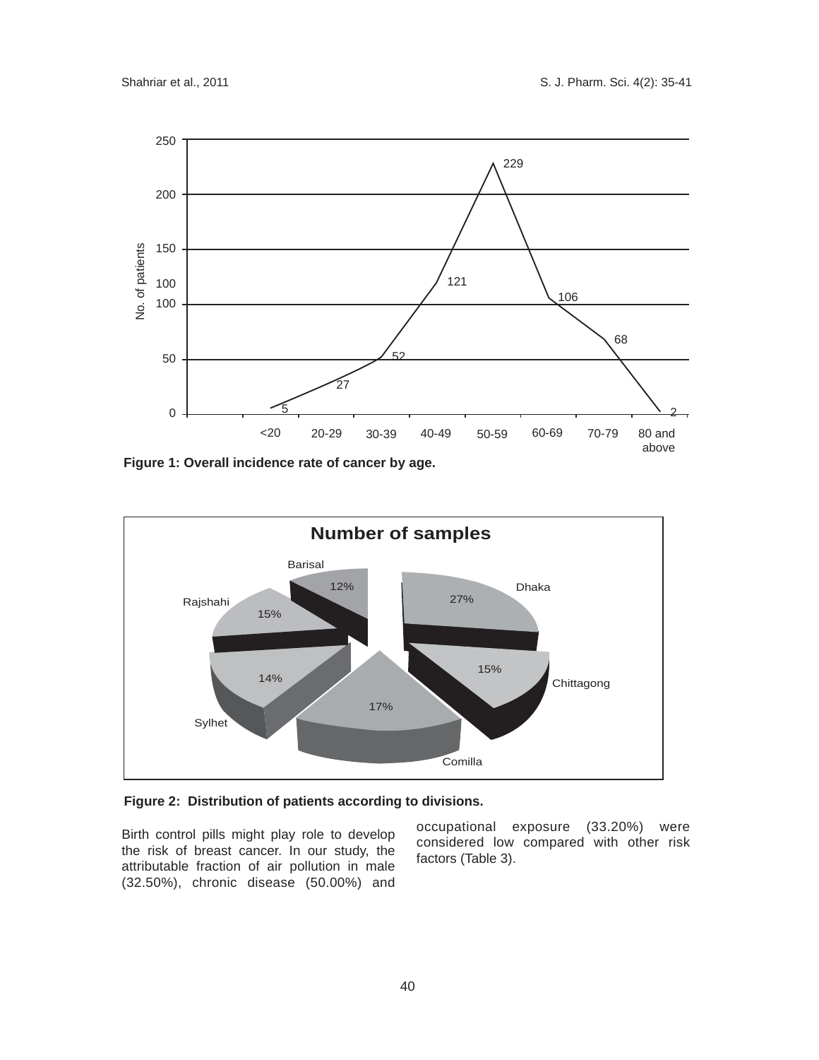**Figure 1: Overall incidence rate of cancer by age.**

**Figure 2: Distribution of patients according to divisions.**

Birth control pills might play role to develop the risk of breast cancer. In our study, the attributable fraction of air pollution in male (32.50%), chronic disease (50.00%) and occupational exposure (33.20%) were considered low compared with other risk factors (Table 3).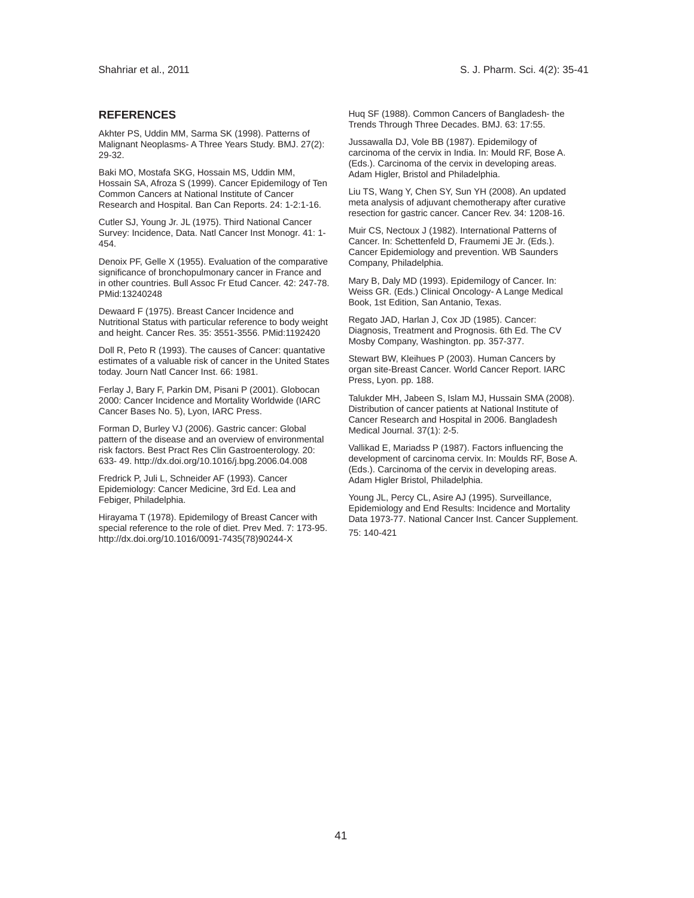## REFERENCES

Akhter PS, Uddin MM, Sarma SK (1998). Patterns of Malignant Neoplasms- A Three Years Study. BMJ. 27(2): 29-32.

Baki MO, Mostafa SKG, Hossain MS, Uddin MM, Hossain SA, Afroza S (1999). Cancer Epidemilogy of Ten Common Cancers at National Institute of Cancer Research and Hospital. Ban Can Reports. 24: 1-2:1-16.

Cutler SJ, Young Jr. JL (1975). Third National Cancer Survey: Incidence, Data. Natl Cancer Inst Monogr. 41: 1-454.

Denoix PF, Gelle X (1955). Evaluation of the comparative significance of bronchopulmonary cancer in France and in other countries. Bull Assoc Fr Etud Cancer. 42: 247-78. PMid:13240248

Dewaard F (1975). Breast Cancer Incidence and Nutritional Status with particular reference to body weight and height. Cancer Res. 35: 3551-3556. PMid:1192420

Doll R, Peto R (1993). The causes of Cancer: quantative estimates of a valuable risk of cancer in the United States today. Journ Natl Cancer Inst. 66: 1981.

Ferlay J, Bary F, Parkin DM, Pisani P (2001). Globocan 2000: Cancer Incidence and Mortality Worldwide (IARC Cancer Bases No. 5), Lyon, IARC Press.

Forman D, Burley VJ (2006). Gastric cancer: Global pattern of the disease and an overview of environmental risk factors. Best Pract Res Clin Gastroenterology. 20: 633- 49. http://dx.doi.org/10.1016/j.bpg.2006.04.008

Fredrick P, Juli L, Schneider AF (1993). Cancer Epidemiology: Cancer Medicine, 3rd Ed. Lea and Febiger, Philadelphia.

Hirayama T (1978). Epidemilogy of Breast Cancer with special reference to the role of diet. Prev Med. 7: 173-95. http://dx.doi.org/10.1016/0091-7435(78)90244-X

Huq SF (1988). Common Cancers of Bangladesh- the Trends Through Three Decades. BMJ. 63: 17:55.

Jussawalla DJ, Vole BB (1987). Epidemilogy of carcinoma of the cervix in India. In: Mould RF, Bose A. (Eds.). Carcinoma of the cervix in developing areas. Adam Higler, Bristol and Philadelphia.

Liu TS, Wang Y, Chen SY, Sun YH (2008). An updated meta analysis of adjuvant chemotherapy after curative resection for gastric cancer. Cancer Rev. 34: 1208-16.

Muir CS, Nectoux J (1982). International Patterns of Cancer. In: Schettenfeld D, Fraumemi JE Jr. (Eds.). Cancer Epidemiology and prevention. WB Saunders Company, Philadelphia.

Mary B, Daly MD (1993). Epidemilogy of Cancer. In: Weiss GR. (Eds.) Clinical Oncology- A Lange Medical Book, 1st Edition, San Antanio, Texas.

Regato JAD, Harlan J, Cox JD (1985). Cancer: Diagnosis, Treatment and Prognosis. 6th Ed. The CV Mosby Company, Washington. pp. 357-377.

Stewart BW, Kleihues P (2003). Human Cancers by organ site-Breast Cancer. World Cancer Report. IARC Press, Lyon. pp. 188.

Talukder MH, Jabeen S, Islam MJ, Hussain SMA (2008). Distribution of cancer patients at National Institute of Cancer Research and Hospital in 2006. Bangladesh Medical Journal. 37(1): 2-5.

Vallikad E, Mariadss P (1987). Factors influencing the development of carcinoma cervix. In: Moulds RF, Bose A. (Eds.). Carcinoma of the cervix in developing areas. Adam Higler Bristol, Philadelphia.

Young JL, Percy CL, Asire AJ (1995). Surveillance, Epidemiology and End Results: Incidence and Mortality Data 1973-77. National Cancer Inst. Cancer Supplement. 75: 140-421